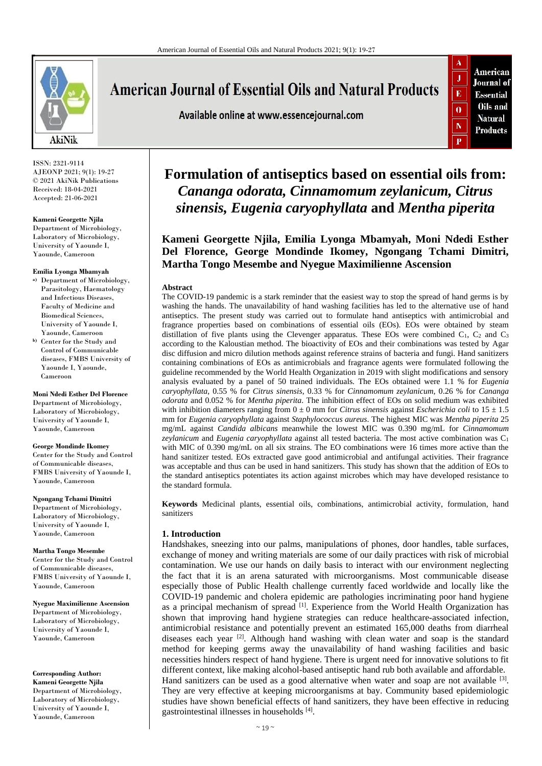ISSN: 2321-9114
AJEONP 2021; 9(1): 19-27
© 2021 AkiNik Publications
Received: 18-04-2021
Accepted: 21-06-2021

**Kameni Georgette Njila**
Department of Microbiology, Laboratory of Microbiology, University of Yaounde I, Yaounde, Cameroon

**Emilia Lyonga Mbamyah**
a) Department of Microbiology, Parasitology, Haematology and Infectious Diseases, Faculty of Medicine and Biomedical Sciences, University of Yaounde I, Yaounde, Cameroon
b) Center for the Study and Control of Communicable diseases, FMBS University of Yaounde I, Yaounde, Cameroon

**Moni Ndedi Esther Del Florence**
Department of Microbiology, Laboratory of Microbiology, University of Yaounde I, Yaounde, Cameroon

**George Mondinde Ikomey**
Center for the Study and Control of Communicable diseases, FMBS University of Yaounde I, Yaounde, Cameroon

**Ngongang Tchami Dimitri**
Department of Microbiology, Laboratory of Microbiology, University of Yaounde I, Yaounde, Cameroon

**Martha Tongo Mesembe**
Center for the Study and Control of Communicable diseases, FMBS University of Yaounde I, Yaounde, Cameroon

**Nyegue Maximilienne Ascension**
Department of Microbiology, Laboratory of Microbiology, University of Yaounde I, Yaounde, Cameroon

**Corresponding Author:**
**Kameni Georgette Njila**
Department of Microbiology, Laboratory of Microbiology, University of Yaounde I, Yaounde, Cameroon

# Formulation of antiseptics based on essential oils from: *Cananga odorata, Cinnamomum zeylanicum, Citrus sinensis, Eugenia caryophyllata* and *Mentha piperita*

**Kameni Georgette Njila, Emilia Lyonga Mbamyah, Moni Ndedi Esther Del Florence, George Mondinde Ikomey, Ngongang Tchami Dimitri, Martha Tongo Mesembe and Nyegue Maximilienne Ascension**

## Abstract

The COVID-19 pandemic is a stark reminder that the easiest way to stop the spread of hand germs is by washing the hands. The unavailability of hand washing facilities has led to the alternative use of hand antiseptics. The present study was carried out to formulate hand antiseptics with antimicrobial and fragrance properties based on combinations of essential oils (EOs). EOs were obtained by steam distillation of five plants using the Clevenger apparatus. These EOs were combined $C_1$, $C_2$ and $C_3$ according to the Kaloustian method. The bioactivity of EOs and their combinations was tested by Agar disc diffusion and micro dilution methods against reference strains of bacteria and fungi. Hand sanitizers containing combinations of EOs as antimicrobials and fragrance agents were formulated following the guideline recommended by the World Health Organization in 2019 with slight modifications and sensory analysis evaluated by a panel of 50 trained individuals. The EOs obtained were 1.1 % for *Eugenia caryophyllata*, 0.55 % for *Citrus sinensis*, 0.33 % for *Cinnamomum zeylanicum*, 0.26 % for *Cananga odorata* and 0.052 % for *Mentha piperita*. The inhibition effect of EOs on solid medium was exhibited with inhibition diameters ranging from 0 ± 0 mm for *Citrus sinensis* against *Escherichia coli* to 15 ± 1.5 mm for *Eugenia caryophyllata* against *Staphylococcus aureus*. The highest MIC was *Mentha piperita* 25 mg/mL against *Candida albicans* meanwhile the lowest MIC was 0.390 mg/mL for *Cinnamomum zeylanicum* and *Eugenia caryophyllata* against all tested bacteria. The most active combination was $C_1$ with MIC of 0.390 mg/mL on all six strains. The EO combinations were 16 times more active than the hand sanitizer tested. EOs extracted gave good antimicrobial and antifungal activities. Their fragrance was acceptable and thus can be used in hand sanitizers. This study has shown that the addition of EOs to the standard antiseptics potentiates its action against microbes which may have developed resistance to the standard formula.

**Keywords** Medicinal plants, essential oils, combinations, antimicrobial activity, formulation, hand sanitizers

## 1. Introduction

Handshakes, sneezing into our palms, manipulations of phones, door handles, table surfaces, exchange of money and writing materials are some of our daily practices with risk of microbial contamination. We use our hands on daily basis to interact with our environment neglecting the fact that it is an arena saturated with microorganisms. Most communicable disease especially those of Public Health challenge currently faced worldwide and locally like the COVID-19 pandemic and cholera epidemic are pathologies incriminating poor hand hygiene as a principal mechanism of spread [1]. Experience from the World Health Organization has shown that improving hand hygiene strategies can reduce healthcare-associated infection, antimicrobial resistance and potentially prevent an estimated 165,000 deaths from diarrheal diseases each year [2]. Although hand washing with clean water and soap is the standard method for keeping germs away the unavailability of hand washing facilities and basic necessities hinders respect of hand hygiene. There is urgent need for innovative solutions to fit different context, like making alcohol-based antiseptic hand rub both available and affordable.

Hand sanitizers can be used as a good alternative when water and soap are not available [3]. They are very effective at keeping microorganisms at bay. Community based epidemiologic studies have shown beneficial effects of hand sanitizers, they have been effective in reducing gastrointestinal illnesses in households [4].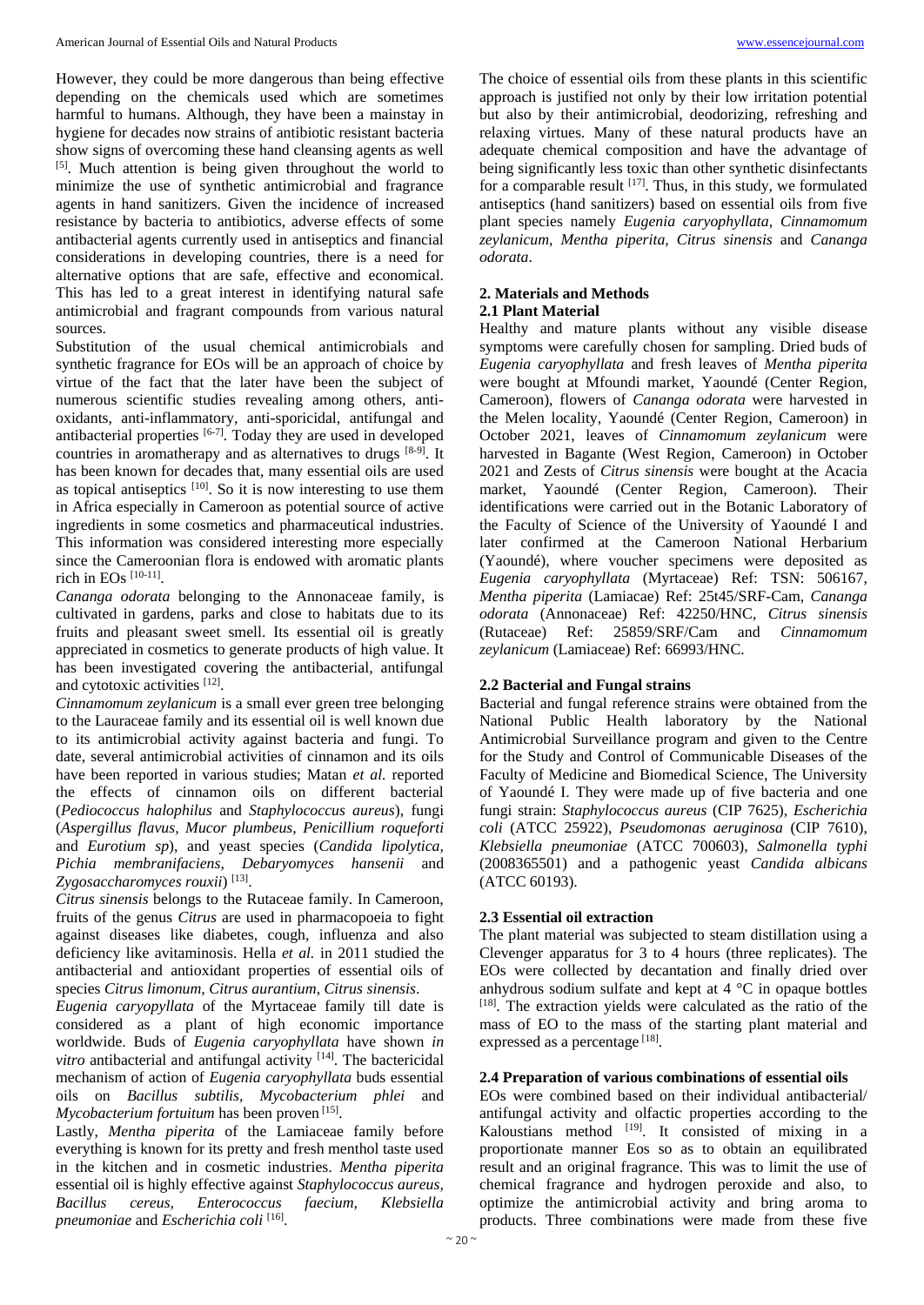However, they could be more dangerous than being effective depending on the chemicals used which are sometimes harmful to humans. Although, they have been a mainstay in hygiene for decades now strains of antibiotic resistant bacteria show signs of overcoming these hand cleansing agents as well [5]. Much attention is being given throughout the world to minimize the use of synthetic antimicrobial and fragrance agents in hand sanitizers. Given the incidence of increased resistance by bacteria to antibiotics, adverse effects of some antibacterial agents currently used in antiseptics and financial considerations in developing countries, there is a need for alternative options that are safe, effective and economical. This has led to a great interest in identifying natural safe antimicrobial and fragrant compounds from various natural sources.

Substitution of the usual chemical antimicrobials and synthetic fragrance for EOs will be an approach of choice by virtue of the fact that the later have been the subject of numerous scientific studies revealing among others, anti-oxidants, anti-inflammatory, anti-sporicidal, antifungal and antibacterial properties [6-7]. Today they are used in developed countries in aromatherapy and as alternatives to drugs [8-9]. It has been known for decades that, many essential oils are used as topical antiseptics [10]. So it is now interesting to use them in Africa especially in Cameroon as potential source of active ingredients in some cosmetics and pharmaceutical industries. This information was considered interesting more especially since the Cameroonian flora is endowed with aromatic plants rich in EOs [10-11].

*Cananga odorata* belonging to the Annonaceae family, is cultivated in gardens, parks and close to habitats due to its fruits and pleasant sweet smell. Its essential oil is greatly appreciated in cosmetics to generate products of high value. It has been investigated covering the antibacterial, antifungal and cytotoxic activities [12].

*Cinnamomum zeylanicum* is a small ever green tree belonging to the Lauraceae family and its essential oil is well known due to its antimicrobial activity against bacteria and fungi. To date, several antimicrobial activities of cinnamon and its oils have been reported in various studies; Matan *et al.* reported the effects of cinnamon oils on different bacterial (*Pediococcus halophilus* and *Staphylococcus aureus*), fungi (*Aspergillus flavus, Mucor plumbeus, Penicillium roqueforti* and *Eurotium sp*), and yeast species (*Candida lipolytica, Pichia membranifaciens, Debaryomyces hansenii* and *Zygosaccharomyces rouxii*) [13].

*Citrus sinensis* belongs to the Rutaceae family. In Cameroon, fruits of the genus *Citrus* are used in pharmacopoeia to fight against diseases like diabetes, cough, influenza and also deficiency like avitaminosis. Hella *et al.* in 2011 studied the antibacterial and antioxidant properties of essential oils of species *Citrus limonum, Citrus aurantium, Citrus sinensis*.

*Eugenia caryopyllata* of the Myrtaceae family till date is considered as a plant of high economic importance worldwide. Buds of *Eugenia caryophyllata* have shown *in vitro* antibacterial and antifungal activity [14]. The bactericidal mechanism of action of *Eugenia caryophyllata* buds essential oils on *Bacillus subtilis, Mycobacterium phlei* and *Mycobacterium fortuitum* has been proven [15].

Lastly, *Mentha piperita* of the Lamiaceae family before everything is known for its pretty and fresh menthol taste used in the kitchen and in cosmetic industries. *Mentha piperita* essential oil is highly effective against *Staphylococcus aureus, Bacillus cereus, Enterococcus faecium, Klebsiella pneumoniae* and *Escherichia coli* [16].

The choice of essential oils from these plants in this scientific approach is justified not only by their low irritation potential but also by their antimicrobial, deodorizing, refreshing and relaxing virtues. Many of these natural products have an adequate chemical composition and have the advantage of being significantly less toxic than other synthetic disinfectants for a comparable result [17]. Thus, in this study, we formulated antiseptics (hand sanitizers) based on essential oils from five plant species namely *Eugenia caryophyllata, Cinnamomum zeylanicum, Mentha piperita, Citrus sinensis* and *Cananga odorata*.

## 2. Materials and Methods

### 2.1 Plant Material

Healthy and mature plants without any visible disease symptoms were carefully chosen for sampling. Dried buds of *Eugenia caryophyllata* and fresh leaves of *Mentha piperita* were bought at Mfoundi market, Yaoundé (Center Region, Cameroon), flowers of *Cananga odorata* were harvested in the Melen locality, Yaoundé (Center Region, Cameroon) in October 2021, leaves of *Cinnamomum zeylanicum* were harvested in Bagante (West Region, Cameroon) in October 2021 and Zests of *Citrus sinensis* were bought at the Acacia market, Yaoundé (Center Region, Cameroon). Their identifications were carried out in the Botanic Laboratory of the Faculty of Science of the University of Yaoundé I and later confirmed at the Cameroon National Herbarium (Yaoundé), where voucher specimens were deposited as *Eugenia caryophyllata* (Myrtaceae) Ref: TSN: 506167, *Mentha piperita* (Lamiaceae) Ref: 25t45/SRF-Cam, *Cananga odorata* (Annonaceae) Ref: 42250/HNC, *Citrus sinensis* (Rutaceae) Ref: 25859/SRF/Cam and *Cinnamomum zeylanicum* (Lamiaceae) Ref: 66993/HNC.

### 2.2 Bacterial and Fungal strains

Bacterial and fungal reference strains were obtained from the National Public Health laboratory by the National Antimicrobial Surveillance program and given to the Centre for the Study and Control of Communicable Diseases of the Faculty of Medicine and Biomedical Science, The University of Yaoundé I. They were made up of five bacteria and one fungi strain: *Staphylococcus aureus* (CIP 7625), *Escherichia coli* (ATCC 25922), *Pseudomonas aeruginosa* (CIP 7610), *Klebsiella pneumoniae* (ATCC 700603), *Salmonella typhi* (2008365501) and a pathogenic yeast *Candida albicans* (ATCC 60193).

### 2.3 Essential oil extraction

The plant material was subjected to steam distillation using a Clevenger apparatus for 3 to 4 hours (three replicates). The EOs were collected by decantation and finally dried over anhydrous sodium sulfate and kept at 4 °C in opaque bottles [18]. The extraction yields were calculated as the ratio of the mass of EO to the mass of the starting plant material and expressed as a percentage [18].

### 2.4 Preparation of various combinations of essential oils

EOs were combined based on their individual antibacterial/ antifungal activity and olfactic properties according to the Kaloustians method [19]. It consisted of mixing in a proportionate manner Eos so as to obtain an equilibrated result and an original fragrance. This was to limit the use of chemical fragrance and hydrogen peroxide and also, to optimize the antimicrobial activity and bring aroma to products. Three combinations were made from these five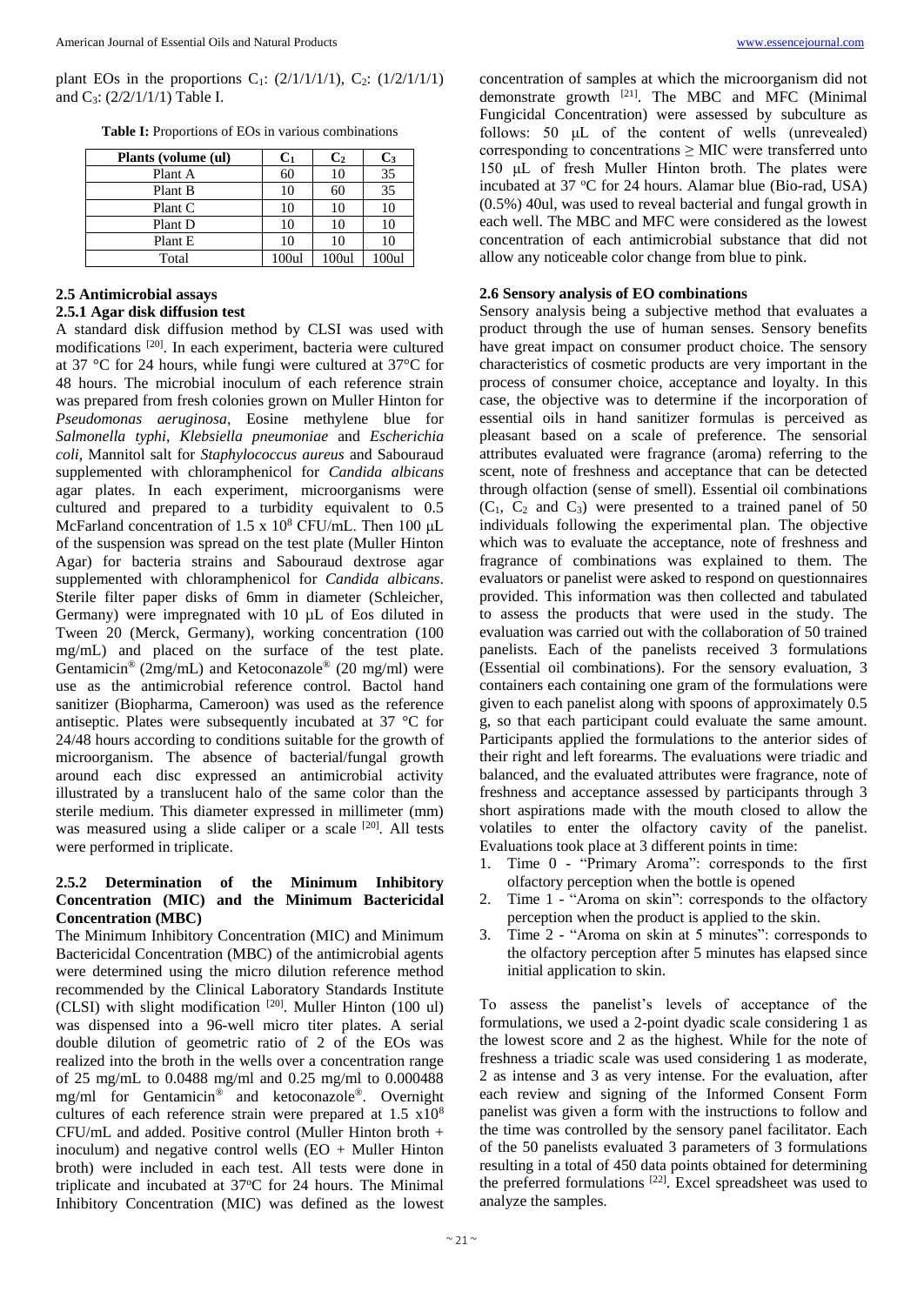plant EOs in the proportions $C_1$: (2/1/1/1/1), $C_2$: (1/2/1/1/1) and $C_3$: (2/2/1/1/1) Table I.

**Table I:** Proportions of EOs in various combinations

| Plants (volume (ul) | $C_1$ | $C_2$ | $C_3$ |
|---|---|---|---|
| Plant A | 60 | 10 | 35 |
| Plant B | 10 | 60 | 35 |
| Plant C | 10 | 10 | 10 |
| Plant D | 10 | 10 | 10 |
| Plant E | 10 | 10 | 10 |
| Total | 100ul | 100ul | 100ul |

### 2.5 Antimicrobial assays

#### 2.5.1 Agar disk diffusion test

A standard disk diffusion method by CLSI was used with modifications [20]. In each experiment, bacteria were cultured at 37 °C for 24 hours, while fungi were cultured at 37°C for 48 hours. The microbial inoculum of each reference strain was prepared from fresh colonies grown on Muller Hinton for *Pseudomonas aeruginosa*, Eosine methylene blue for *Salmonella typhi*, *Klebsiella pneumoniae* and *Escherichia coli*, Mannitol salt for *Staphylococcus aureus* and Sabouraud supplemented with chloramphenicol for *Candida albicans* agar plates. In each experiment, microorganisms were cultured and prepared to a turbidity equivalent to 0.5 McFarland concentration of $1.5 \times 10^8$ CFU/mL. Then 100 µL of the suspension was spread on the test plate (Muller Hinton Agar) for bacteria strains and Sabouraud dextrose agar supplemented with chloramphenicol for *Candida albicans*. Sterile filter paper disks of 6mm in diameter (Schleicher, Germany) were impregnated with 10 µL of Eos diluted in Tween 20 (Merck, Germany), working concentration (100 mg/mL) and placed on the surface of the test plate. Gentamicin® (2mg/mL) and Ketoconazole® (20 mg/ml) were use as the antimicrobial reference control. Bactol hand sanitizer (Biopharma, Cameroon) was used as the reference antiseptic. Plates were subsequently incubated at 37 °C for 24/48 hours according to conditions suitable for the growth of microorganism. The absence of bacterial/fungal growth around each disc expressed an antimicrobial activity illustrated by a translucent halo of the same color than the sterile medium. This diameter expressed in millimeter (mm) was measured using a slide caliper or a scale [20]. All tests were performed in triplicate.

#### 2.5.2 Determination of the Minimum Inhibitory Concentration (MIC) and the Minimum Bactericidal Concentration (MBC)

The Minimum Inhibitory Concentration (MIC) and Minimum Bactericidal Concentration (MBC) of the antimicrobial agents were determined using the micro dilution reference method recommended by the Clinical Laboratory Standards Institute (CLSI) with slight modification [20]. Muller Hinton (100 ul) was dispensed into a 96-well micro titer plates. A serial double dilution of geometric ratio of 2 of the EOs was realized into the broth in the wells over a concentration range of 25 mg/mL to 0.0488 mg/ml and 0.25 mg/ml to 0.000488 mg/ml for Gentamicin® and ketoconazole®. Overnight cultures of each reference strain were prepared at $1.5 \times 10^8$ CFU/mL and added. Positive control (Muller Hinton broth + inoculum) and negative control wells (EO + Muller Hinton broth) were included in each test. All tests were done in triplicate and incubated at 37°C for 24 hours. The Minimal Inhibitory Concentration (MIC) was defined as the lowest concentration of samples at which the microorganism did not demonstrate growth [21]. The MBC and MFC (Minimal Fungicidal Concentration) were assessed by subculture as follows: 50 µL of the content of wells (unrevealed) corresponding to concentrations ≥ MIC were transferred unto 150 µL of fresh Muller Hinton broth. The plates were incubated at 37 °C for 24 hours. Alamar blue (Bio-rad, USA) (0.5%) 40ul, was used to reveal bacterial and fungal growth in each well. The MBC and MFC were considered as the lowest concentration of each antimicrobial substance that did not allow any noticeable color change from blue to pink.

### 2.6 Sensory analysis of EO combinations

Sensory analysis being a subjective method that evaluates a product through the use of human senses. Sensory benefits have great impact on consumer product choice. The sensory characteristics of cosmetic products are very important in the process of consumer choice, acceptance and loyalty. In this case, the objective was to determine if the incorporation of essential oils in hand sanitizer formulas is perceived as pleasant based on a scale of preference. The sensorial attributes evaluated were fragrance (aroma) referring to the scent, note of freshness and acceptance that can be detected through olfaction (sense of smell). Essential oil combinations ($C_1$, $C_2$ and $C_3$) were presented to a trained panel of 50 individuals following the experimental plan. The objective which was to evaluate the acceptance, note of freshness and fragrance of combinations was explained to them. The evaluators or panelist were asked to respond on questionnaires provided. This information was then collected and tabulated to assess the products that were used in the study. The evaluation was carried out with the collaboration of 50 trained panelists. Each of the panelists received 3 formulations (Essential oil combinations). For the sensory evaluation, 3 containers each containing one gram of the formulations were given to each panelist along with spoons of approximately 0.5 g, so that each participant could evaluate the same amount. Participants applied the formulations to the anterior sides of their right and left forearms. The evaluations were triadic and balanced, and the evaluated attributes were fragrance, note of freshness and acceptance assessed by participants through 3 short aspirations made with the mouth closed to allow the volatiles to enter the olfactory cavity of the panelist. Evaluations took place at 3 different points in time:

1. Time 0 - "Primary Aroma": corresponds to the first olfactory perception when the bottle is opened
2. Time 1 - "Aroma on skin": corresponds to the olfactory perception when the product is applied to the skin.
3. Time 2 - "Aroma on skin at 5 minutes": corresponds to the olfactory perception after 5 minutes has elapsed since initial application to skin.

To assess the panelist's levels of acceptance of the formulations, we used a 2-point dyadic scale considering 1 as the lowest score and 2 as the highest. While for the note of freshness a triadic scale was used considering 1 as moderate, 2 as intense and 3 as very intense. For the evaluation, after each review and signing of the Informed Consent Form panelist was given a form with the instructions to follow and the time was controlled by the sensory panel facilitator. Each of the 50 panelists evaluated 3 parameters of 3 formulations resulting in a total of 450 data points obtained for determining the preferred formulations [22]. Excel spreadsheet was used to analyze the samples.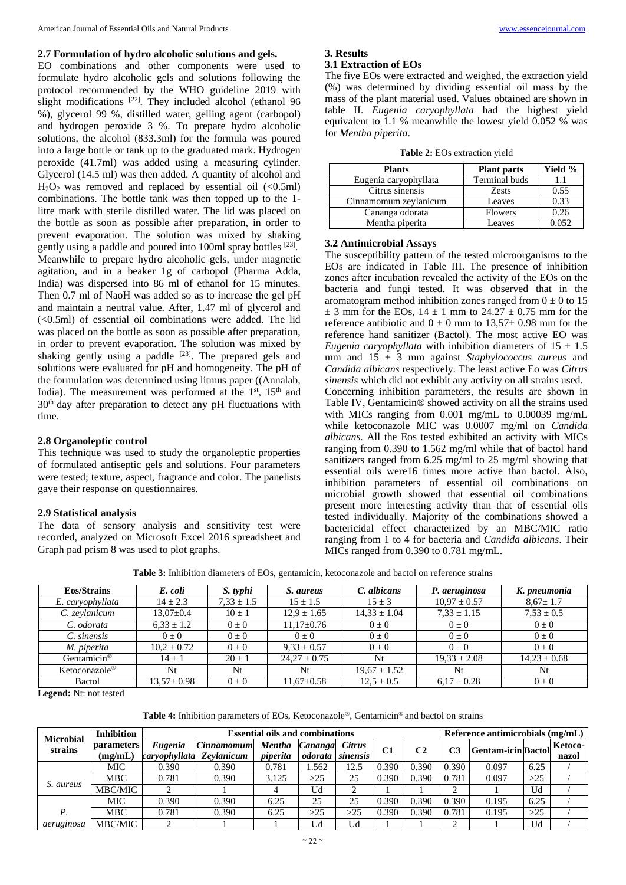### 2.7 Formulation of hydro alcoholic solutions and gels.

EO combinations and other components were used to formulate hydro alcoholic gels and solutions following the protocol recommended by the WHO guideline 2019 with slight modifications [22]. They included alcohol (ethanol 96 %), glycerol 99 %, distilled water, gelling agent (carbopol) and hydrogen peroxide 3 %. To prepare hydro alcoholic solutions, the alcohol (833.3ml) for the formula was poured into a large bottle or tank up to the graduated mark. Hydrogen peroxide (41.7ml) was added using a measuring cylinder. Glycerol (14.5 ml) was then added. A quantity of alcohol and $H_2O_2$ was removed and replaced by essential oil (<0.5ml) combinations. The bottle tank was then topped up to the 1-litre mark with sterile distilled water. The lid was placed on the bottle as soon as possible after preparation, in order to prevent evaporation. The solution was mixed by shaking gently using a paddle and poured into 100ml spray bottles [23]. Meanwhile to prepare hydro alcoholic gels, under magnetic agitation, and in a beaker 1g of carbopol (Pharma Adda, India) was dispersed into 86 ml of ethanol for 15 minutes. Then 0.7 ml of NaoH was added so as to increase the gel pH and maintain a neutral value. After, 1.47 ml of glycerol and (<0.5ml) of essential oil combinations were added. The lid was placed on the bottle as soon as possible after preparation, in order to prevent evaporation. The solution was mixed by shaking gently using a paddle [23]. The prepared gels and solutions were evaluated for pH and homogeneity. The pH of the formulation was determined using litmus paper ((Annalab, India). The measurement was performed at the 1st, 15th and 30th day after preparation to detect any pH fluctuations with time.

### 2.8 Organoleptic control

This technique was used to study the organoleptic properties of formulated antiseptic gels and solutions. Four parameters were tested; texture, aspect, fragrance and color. The panelists gave their response on questionnaires.

### 2.9 Statistical analysis

The data of sensory analysis and sensitivity test were recorded, analyzed on Microsoft Excel 2016 spreadsheet and Graph pad prism 8 was used to plot graphs.

## 3. Results

### 3.1 Extraction of EOs

The five EOs were extracted and weighed, the extraction yield (%) was determined by dividing essential oil mass by the mass of the plant material used. Values obtained are shown in table II. *Eugenia caryophyllata* had the highest yield equivalent to 1.1 % meanwhile the lowest yield 0.052 % was for *Mentha piperita*.

**Table 2:** EOs extraction yield

| Plants | Plant parts | Yield % |
|---|---|---|
| Eugenia caryophyllata | Terminal buds | 1.1 |
| Citrus sinensis | Zests | 0.55 |
| Cinnamomum zeylanicum | Leaves | 0.33 |
| Cananga odorata | Flowers | 0.26 |
| Mentha piperita | Leaves | 0.052 |

### 3.2 Antimicrobial Assays

The susceptibility pattern of the tested microorganisms to the EOs are indicated in Table III. The presence of inhibition zones after incubation revealed the activity of the EOs on the bacteria and fungi tested. It was observed that in the aromatogram method inhibition zones ranged from 0 ± 0 to 15 ± 3 mm for the EOs, 14 ± 1 mm to 24.27 ± 0.75 mm for the reference antibiotic and 0 ± 0 mm to 13,57± 0.98 mm for the reference hand sanitizer (Bactol). The most active EO was *Eugenia caryophyllata* with inhibition diameters of 15 ± 1.5 mm and 15 ± 3 mm against *Staphylococcus aureus* and *Candida albicans* respectively. The least active Eo was *Citrus sinensis* which did not exhibit any activity on all strains used.

Concerning inhibition parameters, the results are shown in Table IV, Gentamicin® showed activity on all the strains used with MICs ranging from 0.001 mg/mL to 0.00039 mg/mL while ketoconazole MIC was 0.0007 mg/ml on *Candida albicans*. All the Eos tested exhibited an activity with MICs ranging from 0.390 to 1.562 mg/mL while that of bactol hand sanitizers ranged from 6.25 mg/ml to 25 mg/ml showing that essential oils were16 times more active than bactol. Also, inhibition parameters of essential oil combinations on microbial growth showed that essential oil combinations present more interesting activity than that of essential oils tested individually. Majority of the combinations showed a bactericidal effect characterized by an MBC/MIC ratio ranging from 1 to 4 for bacteria and *Candida albicans*. Their MICs ranged from 0.390 to 0.781 mg/mL.

**Table 3:** Inhibition diameters of EOs, gentamicin, ketoconazole and bactol on reference strains

| Eos/Strains | *E. coli* | *S. typhi* | *S. aureus* | *C. albicans* | *P. aeruginosa* | *K. pneumonia* |
|---|---|---|---|---|---|---|
| *E. caryophyllata* | 14 ± 2.3 | 7,33 ± 1.5 | 15 ± 1.5 | 15 ± 3 | 10,97 ± 0.57 | 8,67± 1.7 |
| *C. zeylanicum* | 13,07±0.4 | 10 ± 1 | 12,9 ± 1.65 | 14,33 ± 1.04 | 7,33 ± 1.15 | 7,53 ± 0.5 |
| *C. odorata* | 6,33 ± 1.2 | 0 ± 0 | 11,17±0.76 | 0 ± 0 | 0 ± 0 | 0 ± 0 |
| *C. sinensis* | 0 ± 0 | 0 ± 0 | 0 ± 0 | 0 ± 0 | 0 ± 0 | 0 ± 0 |
| *M. piperita* | 10,2 ± 0.72 | 0 ± 0 | 9,33 ± 0.57 | 0 ± 0 | 0 ± 0 | 0 ± 0 |
| Gentamicin® | 14 ± 1 | 20 ± 1 | 24,27 ± 0.75 | Nt | 19,33 ± 2.08 | 14,23 ± 0.68 |
| Ketoconazole® | Nt | Nt | Nt | 19,67 ± 1.52 | Nt | Nt |
| Bactol | 13,57± 0.98 | 0 ± 0 | 11,67±0.58 | 12,5 ± 0.5 | 6,17 ± 0.28 | 0 ± 0 |

**Legend:** Nt: not tested

**Table 4:** Inhibition parameters of EOs, Ketoconazole®, Gentamicin® and bactol on strains

| Microbial strains | Inhibition parameters (mg/mL) | Essential oils and combinations | | | | | | | | Reference antimicrobials (mg/mL) | | |
|---|---|---|---|---|---|---|---|---|---|---|---|---|
| | | *Eugenia caryophyllata* | *Cinnamomum Zeylanicum* | *Mentha piperita* | *Cananga odorata* | *Citrus sinensis* | C1 | C2 | C3 | Gentam-icin | Bactol | Ketoco-nazol |
| *S. aureus* | MIC | 0.390 | 0.390 | 0.781 | 1.562 | 12.5 | 0.390 | 0.390 | 0.390 | 0.097 | 6.25 | / |
| | MBC | 0.781 | 0.390 | 3.125 | >25 | 25 | 0.390 | 0.390 | 0.781 | 0.097 | >25 | / |
| | MBC/MIC | 2 | 1 | 4 | Ud | 2 | 1 | 1 | 2 | 1 | Ud | / |
| *P. aeruginosa* | MIC | 0.390 | 0.390 | 6.25 | 25 | 25 | 0.390 | 0.390 | 0.390 | 0.195 | 6.25 | / |
| | MBC | 0.781 | 0.390 | 6.25 | >25 | >25 | 0.390 | 0.390 | 0.781 | 0.195 | >25 | / |
| | MBC/MIC | 2 | 1 | 1 | Ud | Ud | 1 | 1 | 2 | 1 | Ud | / |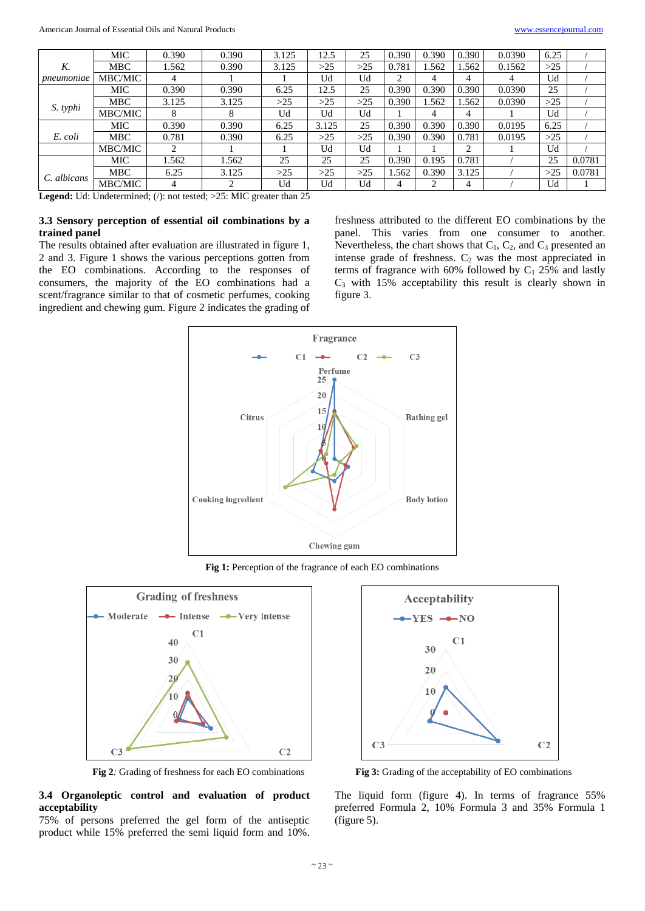| | | | | | | | | | | | | |
|---|---|---|---|---|---|---|---|---|---|---|---|---|
| *K. pneumoniae* | MIC | 0.390 | 0.390 | 3.125 | 12.5 | 25 | 0.390 | 0.390 | 0.390 | 0.0390 | 6.25 | / |
| | MBC | 1.562 | 0.390 | 3.125 | >25 | >25 | 0.781 | 1.562 | 1.562 | 0.1562 | >25 | / |
| | MBC/MIC | 4 | 1 | 1 | Ud | Ud | 2 | 4 | 4 | 4 | Ud | / |
| *S. typhi* | MIC | 0.390 | 0.390 | 6.25 | 12.5 | 25 | 0.390 | 0.390 | 0.390 | 0.0390 | 25 | / |
| | MBC | 3.125 | 3.125 | >25 | >25 | >25 | 0.390 | 1.562 | 1.562 | 0.0390 | >25 | / |
| | MBC/MIC | 8 | 8 | Ud | Ud | Ud | 1 | 4 | 4 | 1 | Ud | / |
| *E. coli* | MIC | 0.390 | 0.390 | 6.25 | 3.125 | 25 | 0.390 | 0.390 | 0.390 | 0.0195 | 6.25 | / |
| | MBC | 0.781 | 0.390 | 6.25 | >25 | >25 | 0.390 | 0.390 | 0.781 | 0.0195 | >25 | / |
| | MBC/MIC | 2 | 1 | 1 | Ud | Ud | 1 | 1 | 2 | 1 | Ud | / |
| *C. albicans* | MIC | 1.562 | 1.562 | 25 | 25 | 25 | 0.390 | 0.195 | 0.781 | / | 25 | 0.0781 |
| | MBC | 6.25 | 3.125 | >25 | >25 | >25 | 1.562 | 0.390 | 3.125 | / | >25 | 0.0781 |
| | MBC/MIC | 4 | 2 | Ud | Ud | Ud | 4 | 2 | 4 | / | Ud | 1 |

**Legend:** Ud: Undetermined; (/): not tested; >25: MIC greater than 25

### 3.3 Sensory perception of essential oil combinations by a trained panel

The results obtained after evaluation are illustrated in figure 1, 2 and 3. Figure 1 shows the various perceptions gotten from the EO combinations. According to the responses of consumers, the majority of the EO combinations had a scent/fragrance similar to that of cosmetic perfumes, cooking ingredient and chewing gum. Figure 2 indicates the grading of freshness attributed to the different EO combinations by the panel. This varies from one consumer to another. Nevertheless, the chart shows that $C_1$, $C_2$, and $C_3$ presented an intense grade of freshness. $C_2$ was the most appreciated in terms of fragrance with 60% followed by $C_1$ 25% and lastly $C_3$ with 15% acceptability this result is clearly shown in figure 3.

**Fig 1:** Perception of the fragrance of each EO combinations

**Fig 2***:* Grading of freshness for each EO combinations

**Fig 3:** Grading of the acceptability of EO combinations

### 3.4 Organoleptic control and evaluation of product acceptability

75% of persons preferred the gel form of the antiseptic product while 15% preferred the semi liquid form and 10%. The liquid form (figure 4). In terms of fragrance 55% preferred Formula 2, 10% Formula 3 and 35% Formula 1 (figure 5).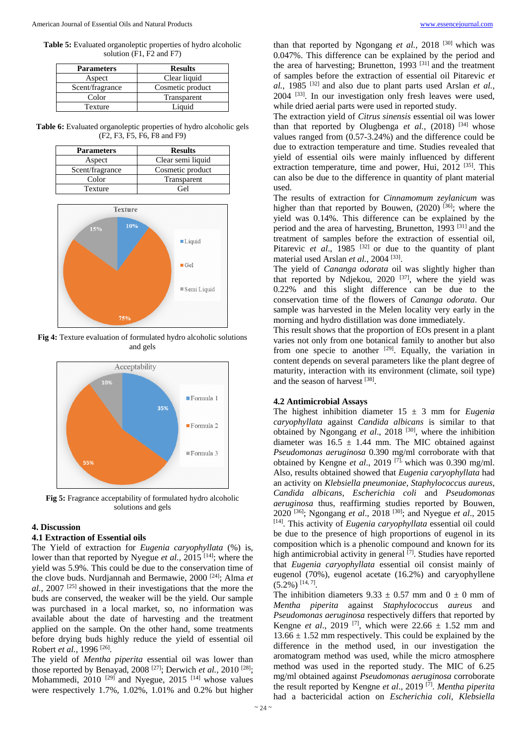**Table 5:** Evaluated organoleptic properties of hydro alcoholic solution (F1, F2 and F7)

| Parameters | Results |
|---|---|
| Aspect | Clear liquid |
| Scent/fragrance | Cosmetic product |
| Color | Transparent |
| Texture | Liquid |

**Table 6:** Evaluated organoleptic properties of hydro alcoholic gels (F2, F3, F5, F6, F8 and F9)

| Parameters | Results |
|---|---|
| Aspect | Clear semi liquid |
| Scent/fragrance | Cosmetic product |
| Color | Transparent |
| Texture | Gel |

**Fig 4:** Texture evaluation of formulated hydro alcoholic solutions and gels

**Fig 5:** Fragrance acceptability of formulated hydro alcoholic solutions and gels

## 4. Discussion

### 4.1 Extraction of Essential oils

The Yield of extraction for *Eugenia caryophyllata* (%) is, lower than that reported by Nyegue *et al.*, 2015 [14]; where the yield was 5.9%. This could be due to the conservation time of the clove buds. Nurdjannah and Bermawie, 2000 [24]; Alma *et al.*, 2007 [25] showed in their investigations that the more the buds are conserved, the weaker will be the yield. Our sample was purchased in a local market, so, no information was available about the date of harvesting and the treatment applied on the sample. On the other hand, some treatments before drying buds highly reduce the yield of essential oil Robert *et al.*, 1996 [26].

The yield of *Mentha piperita* essential oil was lower than those reported by Benayad, 2008 [27]; Derwich *et al.*, 2010 [28]; Mohammedi, 2010 [29] and Nyegue, 2015 [14] whose values were respectively 1.7%, 1.02%, 1.01% and 0.2% but higher than that reported by Ngongang *et al.*, 2018 [30] which was 0.047%. This difference can be explained by the period and the area of harvesting; Brunetton, 1993 [31] and the treatment of samples before the extraction of essential oil Pitarevic *et al.*, 1985 [32] and also due to plant parts used Arslan *et al.*, 2004 [33]. In our investigation only fresh leaves were used, while dried aerial parts were used in reported study.

The extraction yield of *Citrus sinensis* essential oil was lower than that reported by Olugbenga *et al.*, (2018) [34] whose values ranged from (0.57-3.24%) and the difference could be due to extraction temperature and time. Studies revealed that yield of essential oils were mainly influenced by different extraction temperature, time and power, Hui, 2012 [35]. This can also be due to the difference in quantity of plant material used.

The results of extraction for *Cinnamomum zeylanicum* was higher than that reported by Bouwen, (2020) [36]; where the yield was 0.14%. This difference can be explained by the period and the area of harvesting, Brunetton, 1993 [31] and the treatment of samples before the extraction of essential oil, Pitarevic *et al*., 1985 [32] or due to the quantity of plant material used Arslan *et al.*, 2004 [33].

The yield of *Cananga odorata* oil was slightly higher than that reported by Ndjekou, 2020 [37], where the yield was 0.22% and this slight difference can be due to the conservation time of the flowers of *Cananga odorata*. Our sample was harvested in the Melen locality very early in the morning and hydro distillation was done immediately.

This result shows that the proportion of EOs present in a plant varies not only from one botanical family to another but also from one specie to another [29]. Equally, the variation in content depends on several parameters like the plant degree of maturity, interaction with its environment (climate, soil type) and the season of harvest [38].

### 4.2 Antimicrobial Assays

The highest inhibition diameter 15 ± 3 mm for *Eugenia caryophyllata* against *Candida albicans* is similar to that obtained by Ngongang *et al*., 2018 [30], where the inhibition diameter was 16.5 ± 1.44 mm. The MIC obtained against *Pseudomonas aeruginosa* 0.390 mg/ml corroborate with that obtained by Kengne *et al*., 2019 [7], which was 0.390 mg/ml. Also, results obtained showed that *Eugenia caryophyllata* had an activity on *Klebsiella pneumoniae*, *Staphylococcus aureus*, *Candida albicans*, *Escherichia coli* and *Pseudomonas aeruginosa* thus, reaffirming studies reported by Bouwen, 2020 [36]; Ngongang *et al*., 2018 [30]; and Nyegue *et al*., 2015 [14]. This activity of *Eugenia caryophyllata* essential oil could be due to the presence of high proportions of eugenol in its composition which is a phenolic compound and known for its high antimicrobial activity in general [7]. Studies have reported that *Eugenia caryophyllata* essential oil consist mainly of eugenol (70%), eugenol acetate (16.2%) and caryophyllene (5.2%) [14, 7].

The inhibition diameters 9.33 ± 0.57 mm and 0 ± 0 mm of *Mentha piperita* against *Staphylococcus aureus* and *Pseudomonas aeruginosa* respectively differs that reported by Kengne *et al*., 2019 [7], which were 22.66 ± 1.52 mm and 13.66 ± 1.52 mm respectively. This could be explained by the difference in the method used, in our investigation the aromatogram method was used, while the micro atmosphere method was used in the reported study. The MIC of 6.25 mg/ml obtained against *Pseudomonas aeruginosa* corroborate the result reported by Kengne *et al*., 2019 [7]. *Mentha piperita* had a bactericidal action on *Escherichia coli*, *Klebsiella*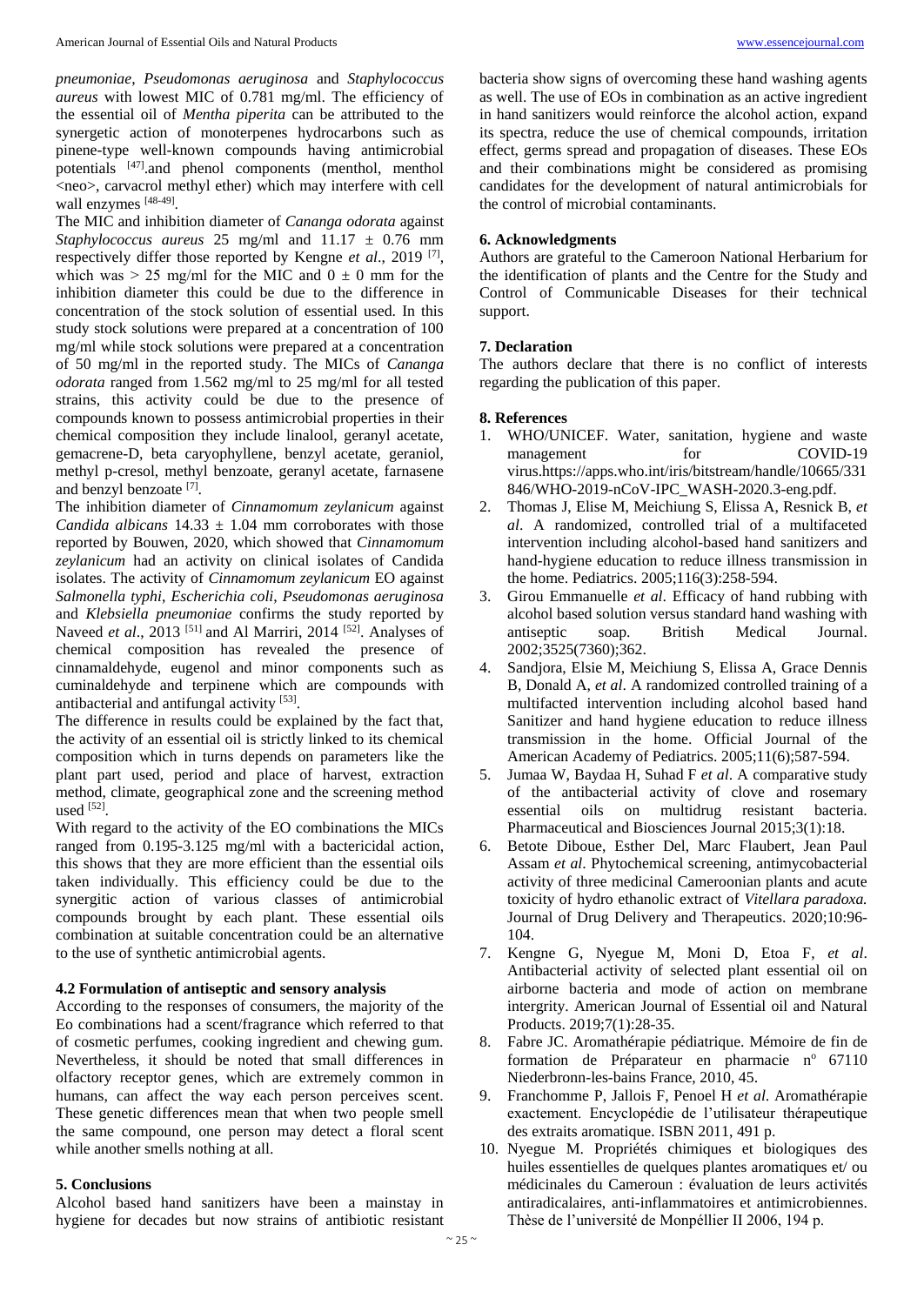*pneumoniae*, *Pseudomonas aeruginosa* and *Staphylococcus aureus* with lowest MIC of 0.781 mg/ml. The efficiency of the essential oil of *Mentha piperita* can be attributed to the synergetic action of monoterpenes hydrocarbons such as pinene-type well-known compounds having antimicrobial potentials [47].and phenol components (menthol, menthol <neo>, carvacrol methyl ether) which may interfere with cell wall enzymes [48-49].

The MIC and inhibition diameter of *Cananga odorata* against *Staphylococcus aureus* 25 mg/ml and 11.17 ± 0.76 mm respectively differ those reported by Kengne *et al*., 2019 [7], which was > 25 mg/ml for the MIC and 0 ± 0 mm for the inhibition diameter this could be due to the difference in concentration of the stock solution of essential used. In this study stock solutions were prepared at a concentration of 100 mg/ml while stock solutions were prepared at a concentration of 50 mg/ml in the reported study. The MICs of *Cananga odorata* ranged from 1.562 mg/ml to 25 mg/ml for all tested strains, this activity could be due to the presence of compounds known to possess antimicrobial properties in their chemical composition they include linalool, geranyl acetate, gemacrene-D, beta caryophyllene, benzyl acetate, geraniol, methyl p-cresol, methyl benzoate, geranyl acetate, farnasene and benzyl benzoate [7].

The inhibition diameter of *Cinnamomum zeylanicum* against *Candida albicans* 14.33 ± 1.04 mm corroborates with those reported by Bouwen, 2020, which showed that *Cinnamomum zeylanicum* had an activity on clinical isolates of Candida isolates. The activity of *Cinnamomum zeylanicum* EO against *Salmonella typhi*, *Escherichia coli*, *Pseudomonas aeruginosa* and *Klebsiella pneumoniae* confirms the study reported by Naveed *et al*., 2013 [51] and Al Marriri, 2014 [52]. Analyses of chemical composition has revealed the presence of cinnamaldehyde, eugenol and minor components such as cuminaldehyde and terpinene which are compounds with antibacterial and antifungal activity [53].

The difference in results could be explained by the fact that, the activity of an essential oil is strictly linked to its chemical composition which in turns depends on parameters like the plant part used, period and place of harvest, extraction method, climate, geographical zone and the screening method used [52].

With regard to the activity of the EO combinations the MICs ranged from 0.195-3.125 mg/ml with a bactericidal action, this shows that they are more efficient than the essential oils taken individually. This efficiency could be due to the synergitic action of various classes of antimicrobial compounds brought by each plant. These essential oils combination at suitable concentration could be an alternative to the use of synthetic antimicrobial agents.

### 4.2 Formulation of antiseptic and sensory analysis

According to the responses of consumers, the majority of the Eo combinations had a scent/fragrance which referred to that of cosmetic perfumes, cooking ingredient and chewing gum. Nevertheless, it should be noted that small differences in olfactory receptor genes, which are extremely common in humans, can affect the way each person perceives scent. These genetic differences mean that when two people smell the same compound, one person may detect a floral scent while another smells nothing at all.

## 5. Conclusions

Alcohol based hand sanitizers have been a mainstay in hygiene for decades but now strains of antibiotic resistant bacteria show signs of overcoming these hand washing agents as well. The use of EOs in combination as an active ingredient in hand sanitizers would reinforce the alcohol action, expand its spectra, reduce the use of chemical compounds, irritation effect, germs spread and propagation of diseases. These EOs and their combinations might be considered as promising candidates for the development of natural antimicrobials for the control of microbial contaminants.

## 6. Acknowledgments

Authors are grateful to the Cameroon National Herbarium for the identification of plants and the Centre for the Study and Control of Communicable Diseases for their technical support.

## 7. Declaration

The authors declare that there is no conflict of interests regarding the publication of this paper.

## 8. References

1. WHO/UNICEF. Water, sanitation, hygiene and waste management for COVID-19 virus.https://apps.who.int/iris/bitstream/handle/10665/331846/WHO-2019-nCoV-IPC_WASH-2020.3-eng.pdf.
2. Thomas J, Elise M, Meichiung S, Elissa A, Resnick B, *et al*. A randomized, controlled trial of a multifaceted intervention including alcohol-based hand sanitizers and hand-hygiene education to reduce illness transmission in the home. Pediatrics. 2005;116(3):258-594.
3. Girou Emmanuelle *et al*. Efficacy of hand rubbing with alcohol based solution versus standard hand washing with antiseptic soap. British Medical Journal. 2002;3525(7360);362.
4. Sandjora, Elsie M, Meichiung S, Elissa A, Grace Dennis B, Donald A, *et al*. A randomized controlled training of a multifaceted intervention including alcohol based hand Sanitizer and hand hygiene education to reduce illness transmission in the home. Official Journal of the American Academy of Pediatrics. 2005;11(6);587-594.
5. Jumaa W, Baydaa H, Suhad F *et al*. A comparative study of the antibacterial activity of clove and rosemary essential oils on multidrug resistant bacteria. Pharmaceutical and Biosciences Journal 2015;3(1):18.
6. Betote Diboue, Esther Del, Marc Flaubert, Jean Paul Assam *et al*. Phytochemical screening, antimycobacterial activity of three medicinal Cameroonian plants and acute toxicity of hydro ethanolic extract of *Vitellara paradoxa.* Journal of Drug Delivery and Therapeutics. 2020;10:96-104.
7. Kengne G, Nyegue M, Moni D, Etoa F, *et al*. Antibacterial activity of selected plant essential oil on airborne bacteria and mode of action on membrane intergrity. American Journal of Essential oil and Natural Products. 2019;7(1):28-35.
8. Fabre JC. Aromathérapie pédiatrique. Mémoire de fin de formation de Préparateur en pharmacie nº 67110 Niederbronn-les-bains France, 2010, 45.
9. Franchomme P, Jallois F, Penoel H *et al*. Aromathérapie exactement. Encyclopédie de l'utilisateur thérapeutique des extraits aromatique. ISBN 2011, 491 p.
10. Nyegue M. Propriétés chimiques et biologiques des huiles essentielles de quelques plantes aromatiques et/ ou médicinales du Cameroun : évaluation de leurs activités antiradicalaires, anti-inflammatoires et antimicrobiennes. Thèse de l'université de Monpéllier II 2006, 194 p.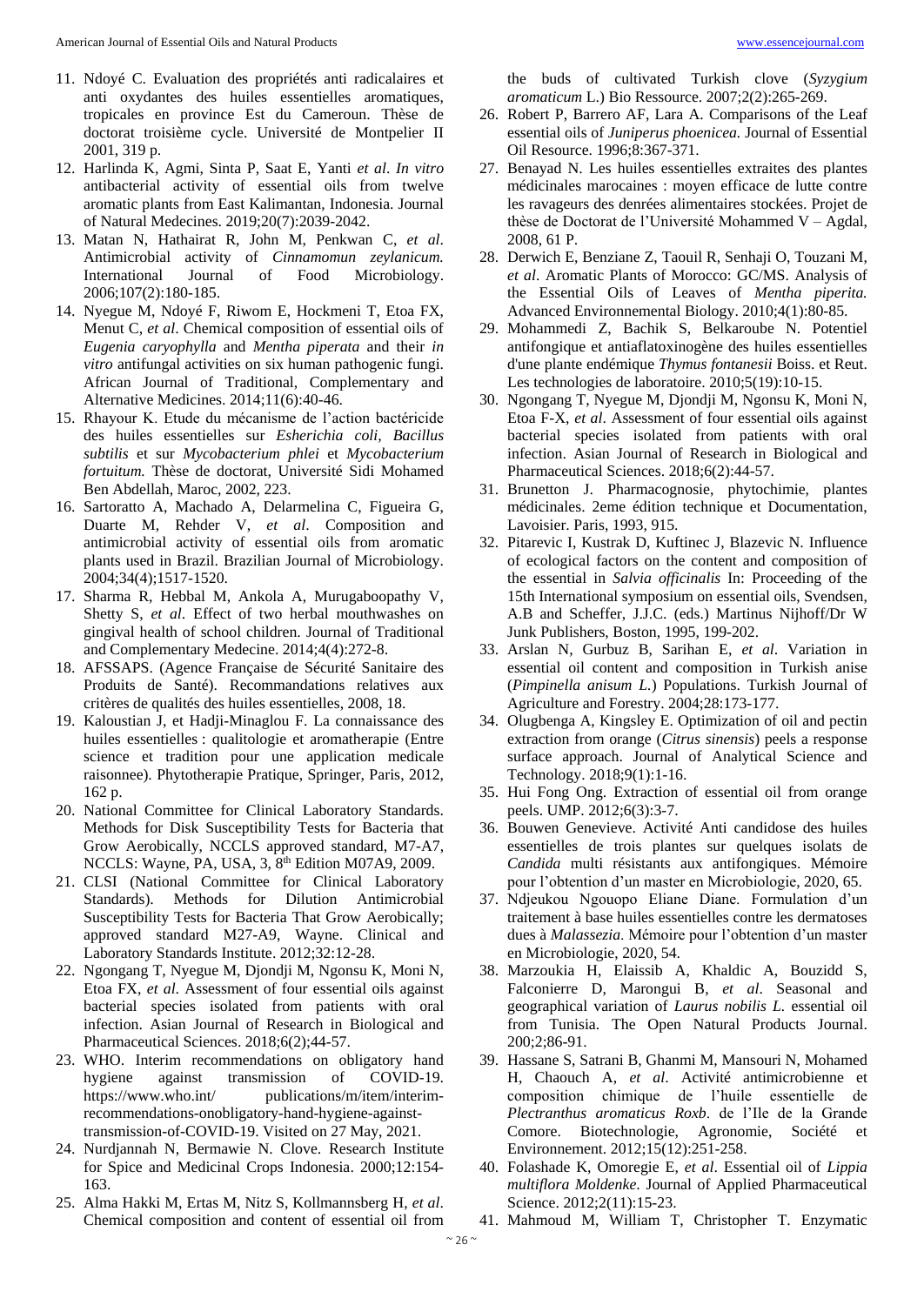11. Ndoyé C. Evaluation des propriétés anti radicalaires et anti oxydantes des huiles essentielles aromatiques, tropicales en province Est du Cameroun. Thèse de doctorat troisième cycle. Université de Montpelier II 2001, 319 p.
12. Harlinda K, Agmi, Sinta P, Saat E, Yanti *et al*. *In vitro* antibacterial activity of essential oils from twelve aromatic plants from East Kalimantan, Indonesia. Journal of Natural Medecines. 2019;20(7):2039-2042.
13. Matan N, Hathairat R, John M, Penkwan C, *et al*. Antimicrobial activity of *Cinnamomun zeylanicum.* International Journal of Food Microbiology. 2006;107(2):180-185.
14. Nyegue M, Ndoyé F, Riwom E, Hockmeni T, Etoa FX, Menut C, *et al*. Chemical composition of essential oils of *Eugenia caryophylla* and *Mentha piperata* and their *in vitro* antifungal activities on six human pathogenic fungi. African Journal of Traditional, Complementary and Alternative Medicines. 2014;11(6):40-46.
15. Rhayour K. Etude du mécanisme de l'action bactéricide des huiles essentielles sur *Esherichia coli, Bacillus subtilis* et sur *Mycobacterium phlei* et *Mycobacterium fortuitum.* Thèse de doctorat, Université Sidi Mohamed Ben Abdellah, Maroc, 2002, 223.
16. Sartoratto A, Machado A, Delarmelina C, Figueira G, Duarte M, Rehder V, *et al*. Composition and antimicrobial activity of essential oils from aromatic plants used in Brazil. Brazilian Journal of Microbiology. 2004;34(4);1517-1520.
17. Sharma R, Hebbal M, Ankola A, Murugaboopathy V, Shetty S, *et al*. Effect of two herbal mouthwashes on gingival health of school children. Journal of Traditional and Complementary Medecine. 2014;4(4):272-8.
18. AFSSAPS. (Agence Française de Sécurité Sanitaire des Produits de Santé). Recommandations relatives aux critères de qualités des huiles essentielles, 2008, 18.
19. Kaloustian J, et Hadji-Minaglou F. La connaissance des huiles essentielles : qualitologie et aromatherapie (Entre science et tradition pour une application medicale raisonnee). Phytotherapie Pratique, Springer, Paris, 2012, 162 p.
20. National Committee for Clinical Laboratory Standards. Methods for Disk Susceptibility Tests for Bacteria that Grow Aerobically, NCCLS approved standard, M7-A7, NCCLS: Wayne, PA, USA, 3, 8th Edition M07A9, 2009.
21. CLSI (National Committee for Clinical Laboratory Standards). Methods for Dilution Antimicrobial Susceptibility Tests for Bacteria That Grow Aerobically; approved standard M27-A9, Wayne. Clinical and Laboratory Standards Institute. 2012;32:12-28.
22. Ngongang T, Nyegue M, Djondji M, Ngonsu K, Moni N, Etoa FX, *et al.* Assessment of four essential oils against bacterial species isolated from patients with oral infection. Asian Journal of Research in Biological and Pharmaceutical Sciences. 2018;6(2);44-57.
23. WHO. Interim recommendations on obligatory hand hygiene against transmission of COVID-19. https://www.who.int/ publications/m/item/interim-recommendations-onobligatory-hand-hygiene-against-transmission-of-COVID-19. Visited on 27 May, 2021.
24. Nurdjannah N, Bermawie N. Clove. Research Institute for Spice and Medicinal Crops Indonesia. 2000;12:154-163.
25. Alma Hakki M, Ertas M, Nitz S, Kollmannsberg H, *et al*. Chemical composition and content of essential oil from the buds of cultivated Turkish clove (*Syzygium aromaticum* L.) Bio Ressource. 2007;2(2):265-269.
26. Robert P, Barrero AF, Lara A. Comparisons of the Leaf essential oils of *Juniperus phoenicea.* Journal of Essential Oil Resource. 1996;8:367-371.
27. Benayad N. Les huiles essentielles extraites des plantes médicinales marocaines : moyen efficace de lutte contre les ravageurs des denrées alimentaires stockées. Projet de thèse de Doctorat de l'Université Mohammed V – Agdal, 2008, 61 P.
28. Derwich E, Benziane Z, Taouil R, Senhaji O, Touzani M, *et al*. Aromatic Plants of Morocco: GC/MS. Analysis of the Essential Oils of Leaves of *Mentha piperita.* Advanced Environnemental Biology. 2010;4(1):80-85.
29. Mohammedi Z, Bachik S, Belkaroube N. Potentiel antifongique et antiaflatoxinogène des huiles essentielles d'une plante endémique *Thymus fontanesii* Boiss. et Reut. Les technologies de laboratoire. 2010;5(19):10-15.
30. Ngongang T, Nyegue M, Djondji M, Ngonsu K, Moni N, Etoa F-X, *et al*. Assessment of four essential oils against bacterial species isolated from patients with oral infection. Asian Journal of Research in Biological and Pharmaceutical Sciences. 2018;6(2):44-57.
31. Brunetton J. Pharmacognosie, phytochimie, plantes médicinales. 2eme édition technique et Documentation, Lavoisier. Paris, 1993, 915.
32. Pitarevic I, Kustrak D, Kuftinec J, Blazevic N. Influence of ecological factors on the content and composition of the essential in *Salvia officinalis* In: Proceeding of the 15th International symposium on essential oils, Svendsen, A.B and Scheffer, J.J.C. (eds.) Martinus Nijhoff/Dr W Junk Publishers, Boston, 1995, 199-202.
33. Arslan N, Gurbuz B, Sarihan E, *et al*. Variation in essential oil content and composition in Turkish anise (*Pimpinella anisum L*.) Populations. Turkish Journal of Agriculture and Forestry. 2004;28:173-177.
34. Olugbenga A, Kingsley E. Optimization of oil and pectin extraction from orange (*Citrus sinensis*) peels a response surface approach. Journal of Analytical Science and Technology. 2018;9(1):1-16.
35. Hui Fong Ong. Extraction of essential oil from orange peels. UMP. 2012;6(3):3-7.
36. Bouwen Genevieve. Activité Anti candidose des huiles essentielles de trois plantes sur quelques isolats de *Candida* multi résistants aux antifongiques. Mémoire pour l'obtention d'un master en Microbiologie, 2020, 65.
37. Ndjeukou Ngouopo Eliane Diane. Formulation d'un traitement à base huiles essentielles contre les dermatoses dues à *Malassezia*. Mémoire pour l'obtention d'un master en Microbiologie, 2020, 54.
38. Marzoukia H, Elaissib A, Khaldic A, Bouzidd S, Falconierre D, Marongui B, *et al*. Seasonal and geographical variation of *Laurus nobilis L.* essential oil from Tunisia. The Open Natural Products Journal. 200;2;86-91.
39. Hassane S, Satrani B, Ghanmi M, Mansouri N, Mohamed H, Chaouch A, *et al*. Activité antimicrobienne et composition chimique de l'huile essentielle de *Plectranthus aromaticus Roxb*. de l'Ile de la Grande Comore. Biotechnologie, Agronomie, Société et Environnement. 2012;15(12):251-258.
40. Folashade K, Omoregie E, *et al*. Essential oil of *Lippia multiflora Moldenke.* Journal of Applied Pharmaceutical Science. 2012;2(11):15-23.
41. Mahmoud M, William T, Christopher T. Enzymatic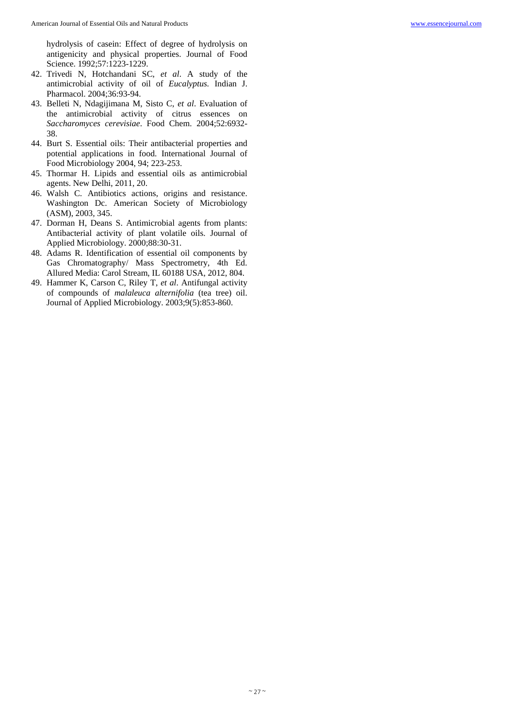hydrolysis of casein: Effect of degree of hydrolysis on antigenicity and physical properties. Journal of Food Science. 1992;57:1223-1229.

42. Trivedi N, Hotchandani SC, *et al*. A study of the antimicrobial activity of oil of *Eucalyptus*. Indian J. Pharmacol. 2004;36:93-94.
43. Belleti N, Ndagijimana M, Sisto C, *et al*. Evaluation of the antimicrobial activity of citrus essences on *Saccharomyces cerevisiae*. Food Chem. 2004;52:6932-38.
44. Burt S. Essential oils: Their antibacterial properties and potential applications in food. International Journal of Food Microbiology 2004, 94; 223-253.
45. Thormar H. Lipids and essential oils as antimicrobial agents. New Delhi, 2011, 20.
46. Walsh C. Antibiotics actions, origins and resistance. Washington Dc. American Society of Microbiology (ASM), 2003, 345.
47. Dorman H, Deans S. Antimicrobial agents from plants: Antibacterial activity of plant volatile oils. Journal of Applied Microbiology. 2000;88:30-31.
48. Adams R. Identification of essential oil components by Gas Chromatography/ Mass Spectrometry, 4th Ed. Allured Media: Carol Stream, IL 60188 USA, 2012, 804.
49. Hammer K, Carson C, Riley T, *et al*. Antifungal activity of compounds of *malaleuca alternifolia* (tea tree) oil. Journal of Applied Microbiology. 2003;9(5):853-860.